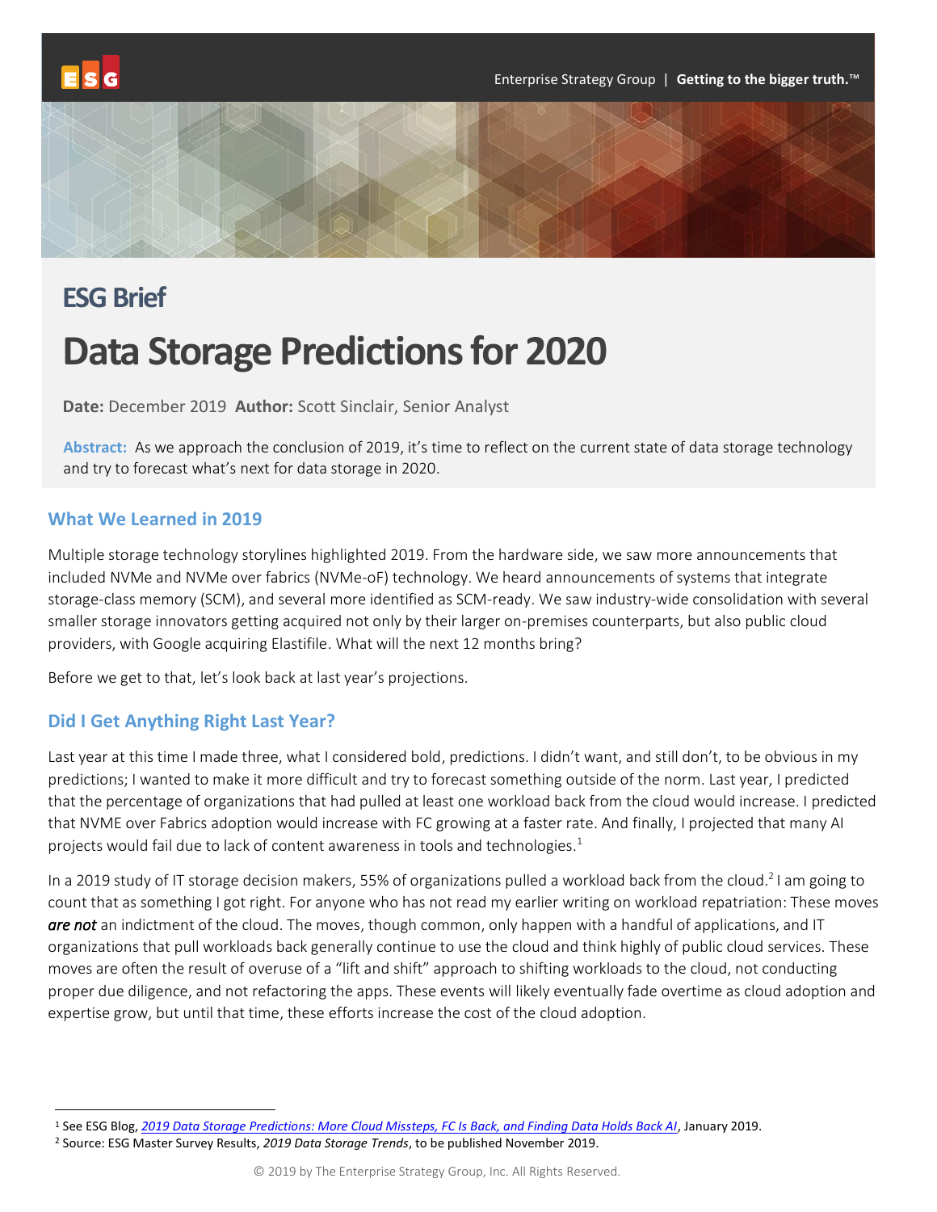## ESG Brief

# Data Storage Predictions for 2020

**Date:** December 2019 **Author:** Scott Sinclair, Senior Analyst

**Abstract:** As we approach the conclusion of 2019, it's time to reflect on the current state of data storage technology and try to forecast what's next for data storage in 2020.

## What We Learned in 2019

Multiple storage technology storylines highlighted 2019. From the hardware side, we saw more announcements that included NVMe and NVMe over fabrics (NVMe-oF) technology. We heard announcements of systems that integrate storage-class memory (SCM), and several more identified as SCM-ready. We saw industry-wide consolidation with several smaller storage innovators getting acquired not only by their larger on-premises counterparts, but also public cloud providers, with Google acquiring Elastifile. What will the next 12 months bring?

Before we get to that, let's look back at last year's projections.

## Did I Get Anything Right Last Year?

Last year at this time I made three, what I considered bold, predictions. I didn't want, and still don't, to be obvious in my predictions; I wanted to make it more difficult and try to forecast something outside of the norm. Last year, I predicted that the percentage of organizations that had pulled at least one workload back from the cloud would increase. I predicted that NVME over Fabrics adoption would increase with FC growing at a faster rate. And finally, I projected that many AI projects would fail due to lack of content awareness in tools and technologies.[1]

In a 2019 study of IT storage decision makers, 55% of organizations pulled a workload back from the cloud.[2] I am going to count that as something I got right. For anyone who has not read my earlier writing on workload repatriation: These moves ***are not*** an indictment of the cloud. The moves, though common, only happen with a handful of applications, and IT organizations that pull workloads back generally continue to use the cloud and think highly of public cloud services. These moves are often the result of overuse of a "lift and shift" approach to shifting workloads to the cloud, not conducting proper due diligence, and not refactoring the apps. These events will likely eventually fade overtime as cloud adoption and expertise grow, but until that time, these efforts increase the cost of the cloud adoption.

---

[1] See ESG Blog, *2019 Data Storage Predictions: More Cloud Missteps, FC Is Back, and Finding Data Holds Back AI*, January 2019.

[2] Source: ESG Master Survey Results, *2019 Data Storage Trends*, to be published November 2019.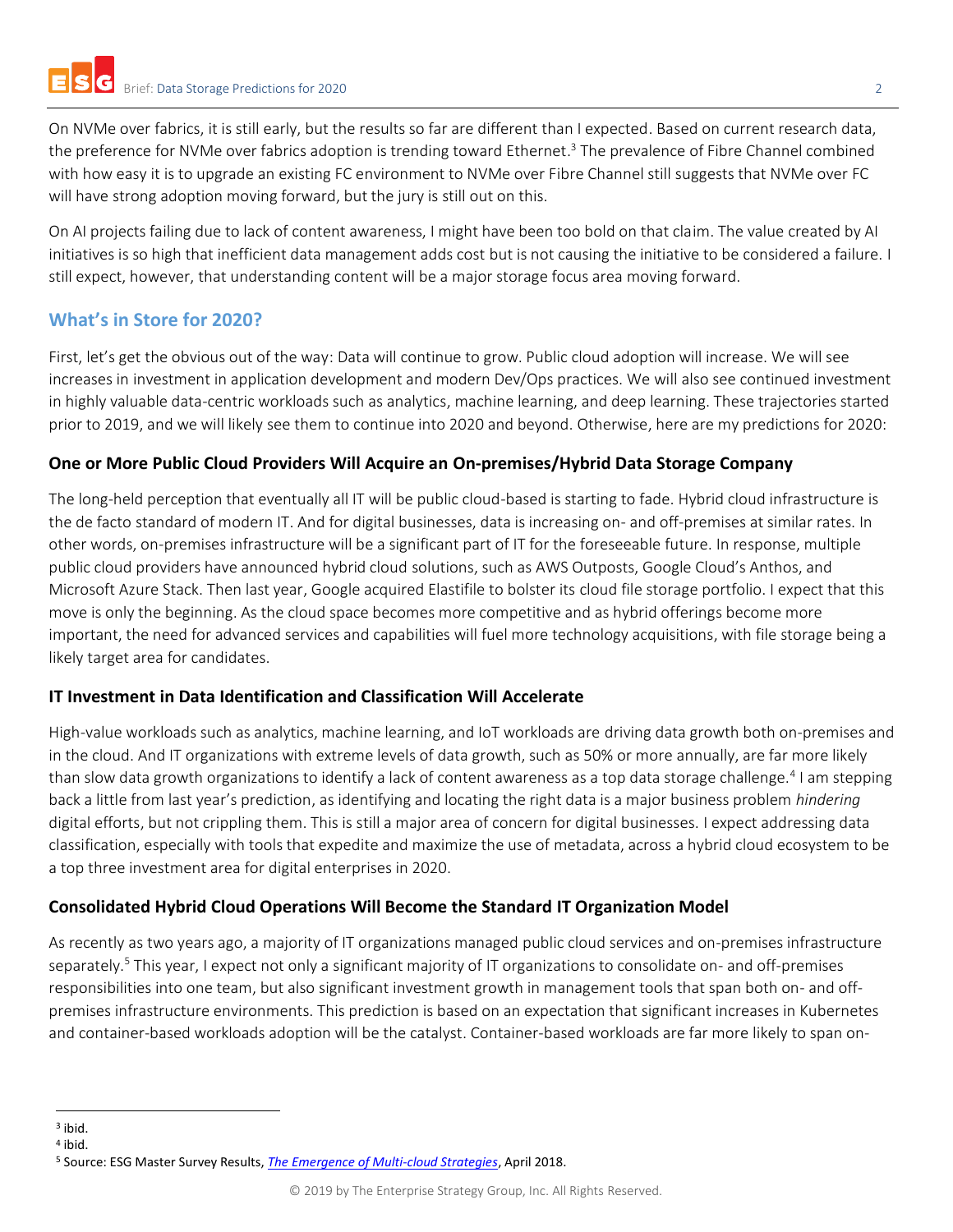On NVMe over fabrics, it is still early, but the results so far are different than I expected. Based on current research data, the preference for NVMe over fabrics adoption is trending toward Ethernet.[3] The prevalence of Fibre Channel combined with how easy it is to upgrade an existing FC environment to NVMe over Fibre Channel still suggests that NVMe over FC will have strong adoption moving forward, but the jury is still out on this.

On AI projects failing due to lack of content awareness, I might have been too bold on that claim. The value created by AI initiatives is so high that inefficient data management adds cost but is not causing the initiative to be considered a failure. I still expect, however, that understanding content will be a major storage focus area moving forward.

## What's in Store for 2020?

First, let's get the obvious out of the way: Data will continue to grow. Public cloud adoption will increase. We will see increases in investment in application development and modern Dev/Ops practices. We will also see continued investment in highly valuable data-centric workloads such as analytics, machine learning, and deep learning. These trajectories started prior to 2019, and we will likely see them to continue into 2020 and beyond. Otherwise, here are my predictions for 2020:

### One or More Public Cloud Providers Will Acquire an On-premises/Hybrid Data Storage Company

The long-held perception that eventually all IT will be public cloud-based is starting to fade. Hybrid cloud infrastructure is the de facto standard of modern IT. And for digital businesses, data is increasing on- and off-premises at similar rates. In other words, on-premises infrastructure will be a significant part of IT for the foreseeable future. In response, multiple public cloud providers have announced hybrid cloud solutions, such as AWS Outposts, Google Cloud's Anthos, and Microsoft Azure Stack. Then last year, Google acquired Elastifile to bolster its cloud file storage portfolio. I expect that this move is only the beginning. As the cloud space becomes more competitive and as hybrid offerings become more important, the need for advanced services and capabilities will fuel more technology acquisitions, with file storage being a likely target area for candidates.

### IT Investment in Data Identification and Classification Will Accelerate

High-value workloads such as analytics, machine learning, and IoT workloads are driving data growth both on-premises and in the cloud. And IT organizations with extreme levels of data growth, such as 50% or more annually, are far more likely than slow data growth organizations to identify a lack of content awareness as a top data storage challenge.[4] I am stepping back a little from last year's prediction, as identifying and locating the right data is a major business problem *hindering* digital efforts, but not crippling them. This is still a major area of concern for digital businesses. I expect addressing data classification, especially with tools that expedite and maximize the use of metadata, across a hybrid cloud ecosystem to be a top three investment area for digital enterprises in 2020.

### Consolidated Hybrid Cloud Operations Will Become the Standard IT Organization Model

As recently as two years ago, a majority of IT organizations managed public cloud services and on-premises infrastructure separately.[5] This year, I expect not only a significant majority of IT organizations to consolidate on- and off-premises responsibilities into one team, but also significant investment growth in management tools that span both on- and off-premises infrastructure environments. This prediction is based on an expectation that significant increases in Kubernetes and container-based workloads adoption will be the catalyst. Container-based workloads are far more likely to span on-

---

[3] ibid.

[4] ibid.

[5] Source: ESG Master Survey Results, *The Emergence of Multi-cloud Strategies*, April 2018.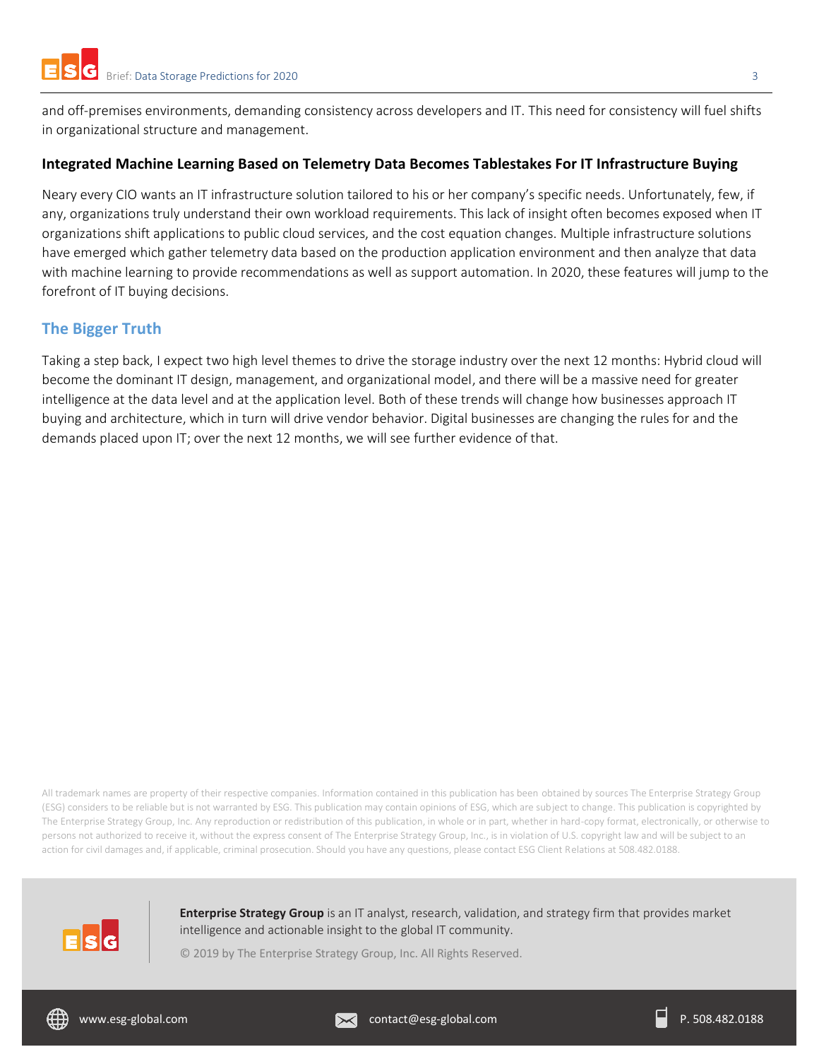and off-premises environments, demanding consistency across developers and IT. This need for consistency will fuel shifts in organizational structure and management.

### Integrated Machine Learning Based on Telemetry Data Becomes Tablestakes For IT Infrastructure Buying

Neary every CIO wants an IT infrastructure solution tailored to his or her company's specific needs. Unfortunately, few, if any, organizations truly understand their own workload requirements. This lack of insight often becomes exposed when IT organizations shift applications to public cloud services, and the cost equation changes. Multiple infrastructure solutions have emerged which gather telemetry data based on the production application environment and then analyze that data with machine learning to provide recommendations as well as support automation. In 2020, these features will jump to the forefront of IT buying decisions.

## The Bigger Truth

Taking a step back, I expect two high level themes to drive the storage industry over the next 12 months: Hybrid cloud will become the dominant IT design, management, and organizational model, and there will be a massive need for greater intelligence at the data level and at the application level. Both of these trends will change how businesses approach IT buying and architecture, which in turn will drive vendor behavior. Digital businesses are changing the rules for and the demands placed upon IT; over the next 12 months, we will see further evidence of that.

All trademark names are property of their respective companies. Information contained in this publication has been obtained by sources The Enterprise Strategy Group (ESG) considers to be reliable but is not warranted by ESG. This publication may contain opinions of ESG, which are subject to change. This publication is copyrighted by The Enterprise Strategy Group, Inc. Any reproduction or redistribution of this publication, in whole or in part, whether in hard-copy format, electronically, or otherwise to persons not authorized to receive it, without the express consent of The Enterprise Strategy Group, Inc., is in violation of U.S. copyright law and will be subject to an action for civil damages and, if applicable, criminal prosecution. Should you have any questions, please contact ESG Client Relations at 508.482.0188.

**Enterprise Strategy Group** is an IT analyst, research, validation, and strategy firm that provides market intelligence and actionable insight to the global IT community.

© 2019 by The Enterprise Strategy Group, Inc. All Rights Reserved.

www.esg-global.com | contact@esg-global.com | P. 508.482.0188